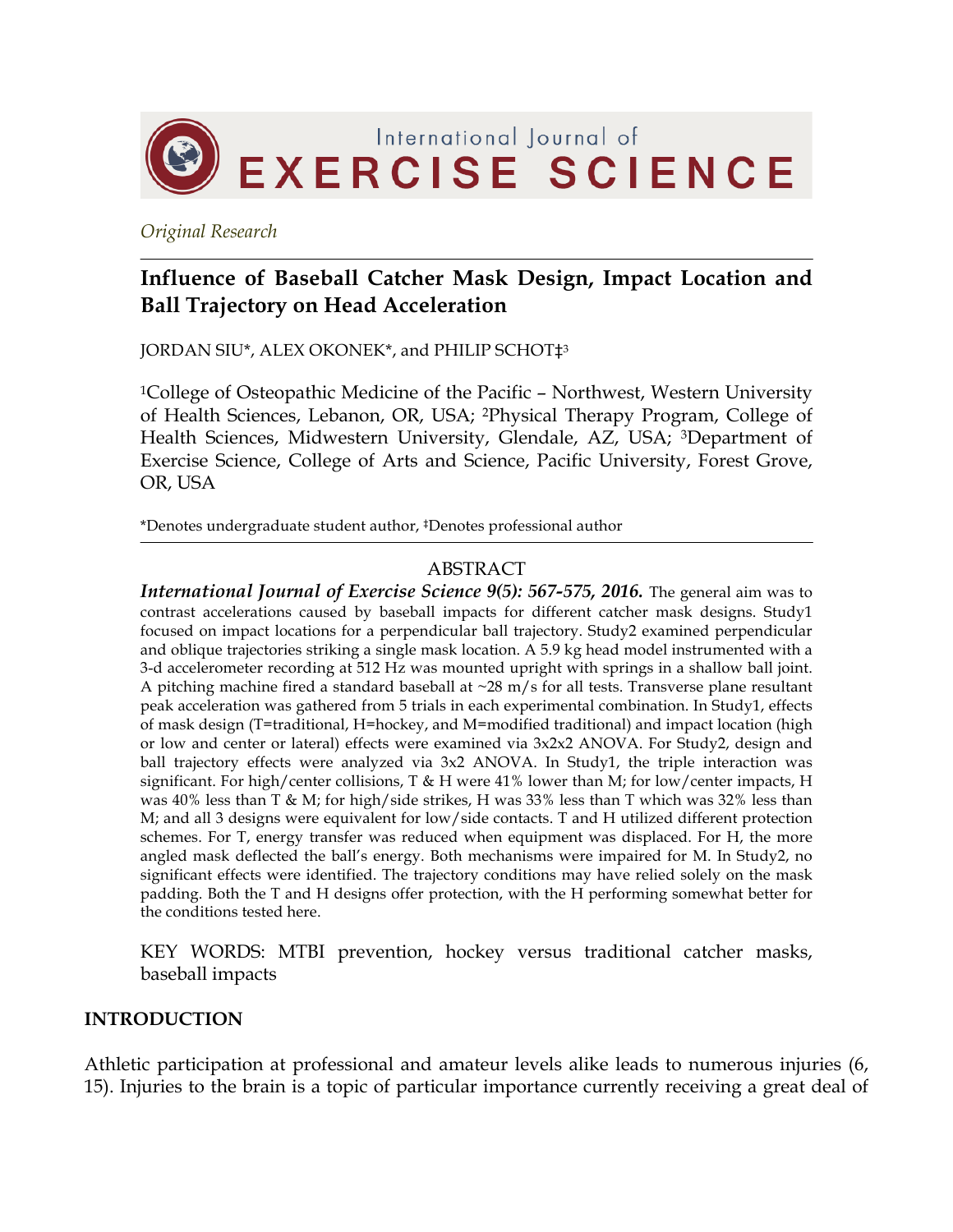International Journal of **EXERCISE SCIENCE**

*Original Research*

# Influence of Baseball Catcher Mask Design, Impact Location and Ball Trajectory on Head Acceleration

JORDAN SIU*, ALEX OKONEK*, and PHILIP SCHOT‡[3]

[1]College of Osteopathic Medicine of the Pacific – Northwest, Western University of Health Sciences, Lebanon, OR, USA; [2]Physical Therapy Program, College of Health Sciences, Midwestern University, Glendale, AZ, USA; [3]Department of Exercise Science, College of Arts and Science, Pacific University, Forest Grove, OR, USA

*Denotes undergraduate student author, ‡Denotes professional author

## ABSTRACT

***International Journal of Exercise Science 9(5): 567-575, 2016.*** The general aim was to contrast accelerations caused by baseball impacts for different catcher mask designs. Study1 focused on impact locations for a perpendicular ball trajectory. Study2 examined perpendicular and oblique trajectories striking a single mask location. A 5.9 kg head model instrumented with a 3-d accelerometer recording at 512 Hz was mounted upright with springs in a shallow ball joint. A pitching machine fired a standard baseball at ~28 m/s for all tests. Transverse plane resultant peak acceleration was gathered from 5 trials in each experimental combination. In Study1, effects of mask design (T=traditional, H=hockey, and M=modified traditional) and impact location (high or low and center or lateral) effects were examined via 3x2x2 ANOVA. For Study2, design and ball trajectory effects were analyzed via 3x2 ANOVA. In Study1, the triple interaction was significant. For high/center collisions, T & H were 41% lower than M; for low/center impacts, H was 40% less than T & M; for high/side strikes, H was 33% less than T which was 32% less than M; and all 3 designs were equivalent for low/side contacts. T and H utilized different protection schemes. For T, energy transfer was reduced when equipment was displaced. For H, the more angled mask deflected the ball's energy. Both mechanisms were impaired for M. In Study2, no significant effects were identified. The trajectory conditions may have relied solely on the mask padding. Both the T and H designs offer protection, with the H performing somewhat better for the conditions tested here.

KEY WORDS: MTBI prevention, hockey versus traditional catcher masks, baseball impacts

## INTRODUCTION

Athletic participation at professional and amateur levels alike leads to numerous injuries (6, 15). Injuries to the brain is a topic of particular importance currently receiving a great deal of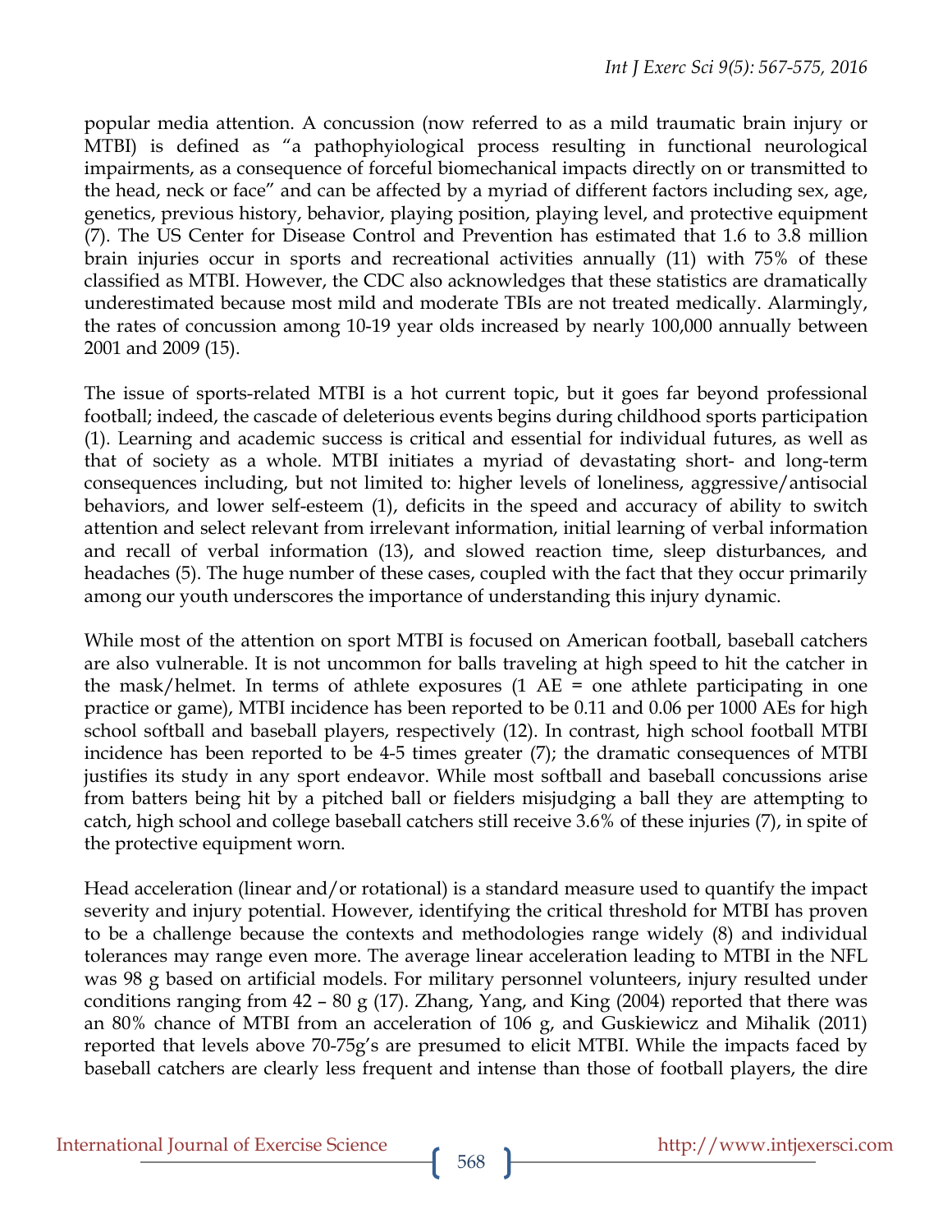popular media attention. A concussion (now referred to as a mild traumatic brain injury or MTBI) is defined as "a pathophyiological process resulting in functional neurological impairments, as a consequence of forceful biomechanical impacts directly on or transmitted to the head, neck or face" and can be affected by a myriad of different factors including sex, age, genetics, previous history, behavior, playing position, playing level, and protective equipment (7). The US Center for Disease Control and Prevention has estimated that 1.6 to 3.8 million brain injuries occur in sports and recreational activities annually (11) with 75% of these classified as MTBI. However, the CDC also acknowledges that these statistics are dramatically underestimated because most mild and moderate TBIs are not treated medically. Alarmingly, the rates of concussion among 10-19 year olds increased by nearly 100,000 annually between 2001 and 2009 (15).

The issue of sports-related MTBI is a hot current topic, but it goes far beyond professional football; indeed, the cascade of deleterious events begins during childhood sports participation (1). Learning and academic success is critical and essential for individual futures, as well as that of society as a whole. MTBI initiates a myriad of devastating short- and long-term consequences including, but not limited to: higher levels of loneliness, aggressive/antisocial behaviors, and lower self-esteem (1), deficits in the speed and accuracy of ability to switch attention and select relevant from irrelevant information, initial learning of verbal information and recall of verbal information (13), and slowed reaction time, sleep disturbances, and headaches (5). The huge number of these cases, coupled with the fact that they occur primarily among our youth underscores the importance of understanding this injury dynamic.

While most of the attention on sport MTBI is focused on American football, baseball catchers are also vulnerable. It is not uncommon for balls traveling at high speed to hit the catcher in the mask/helmet. In terms of athlete exposures (1 AE = one athlete participating in one practice or game), MTBI incidence has been reported to be 0.11 and 0.06 per 1000 AEs for high school softball and baseball players, respectively (12). In contrast, high school football MTBI incidence has been reported to be 4-5 times greater (7); the dramatic consequences of MTBI justifies its study in any sport endeavor. While most softball and baseball concussions arise from batters being hit by a pitched ball or fielders misjudging a ball they are attempting to catch, high school and college baseball catchers still receive 3.6% of these injuries (7), in spite of the protective equipment worn.

Head acceleration (linear and/or rotational) is a standard measure used to quantify the impact severity and injury potential. However, identifying the critical threshold for MTBI has proven to be a challenge because the contexts and methodologies range widely (8) and individual tolerances may range even more. The average linear acceleration leading to MTBI in the NFL was 98 g based on artificial models. For military personnel volunteers, injury resulted under conditions ranging from 42 – 80 g (17). Zhang, Yang, and King (2004) reported that there was an 80% chance of MTBI from an acceleration of 106 g, and Guskiewicz and Mihalik (2011) reported that levels above 70-75g's are presumed to elicit MTBI. While the impacts faced by baseball catchers are clearly less frequent and intense than those of football players, the dire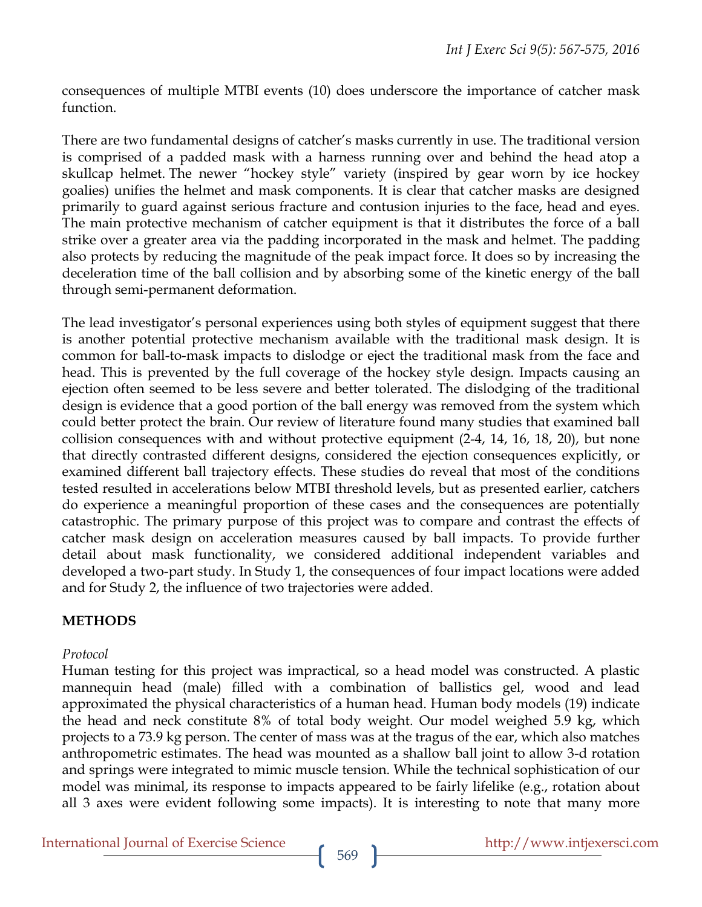consequences of multiple MTBI events (10) does underscore the importance of catcher mask function.

There are two fundamental designs of catcher's masks currently in use. The traditional version is comprised of a padded mask with a harness running over and behind the head atop a skullcap helmet. The newer "hockey style" variety (inspired by gear worn by ice hockey goalies) unifies the helmet and mask components. It is clear that catcher masks are designed primarily to guard against serious fracture and contusion injuries to the face, head and eyes. The main protective mechanism of catcher equipment is that it distributes the force of a ball strike over a greater area via the padding incorporated in the mask and helmet. The padding also protects by reducing the magnitude of the peak impact force. It does so by increasing the deceleration time of the ball collision and by absorbing some of the kinetic energy of the ball through semi-permanent deformation.

The lead investigator's personal experiences using both styles of equipment suggest that there is another potential protective mechanism available with the traditional mask design. It is common for ball-to-mask impacts to dislodge or eject the traditional mask from the face and head. This is prevented by the full coverage of the hockey style design. Impacts causing an ejection often seemed to be less severe and better tolerated. The dislodging of the traditional design is evidence that a good portion of the ball energy was removed from the system which could better protect the brain. Our review of literature found many studies that examined ball collision consequences with and without protective equipment (2-4, 14, 16, 18, 20), but none that directly contrasted different designs, considered the ejection consequences explicitly, or examined different ball trajectory effects. These studies do reveal that most of the conditions tested resulted in accelerations below MTBI threshold levels, but as presented earlier, catchers do experience a meaningful proportion of these cases and the consequences are potentially catastrophic. The primary purpose of this project was to compare and contrast the effects of catcher mask design on acceleration measures caused by ball impacts. To provide further detail about mask functionality, we considered additional independent variables and developed a two-part study. In Study 1, the consequences of four impact locations were added and for Study 2, the influence of two trajectories were added.

## METHODS

*Protocol*

Human testing for this project was impractical, so a head model was constructed. A plastic mannequin head (male) filled with a combination of ballistics gel, wood and lead approximated the physical characteristics of a human head. Human body models (19) indicate the head and neck constitute 8% of total body weight. Our model weighed 5.9 kg, which projects to a 73.9 kg person. The center of mass was at the tragus of the ear, which also matches anthropometric estimates. The head was mounted as a shallow ball joint to allow 3-d rotation and springs were integrated to mimic muscle tension. While the technical sophistication of our model was minimal, its response to impacts appeared to be fairly lifelike (e.g., rotation about all 3 axes were evident following some impacts). It is interesting to note that many more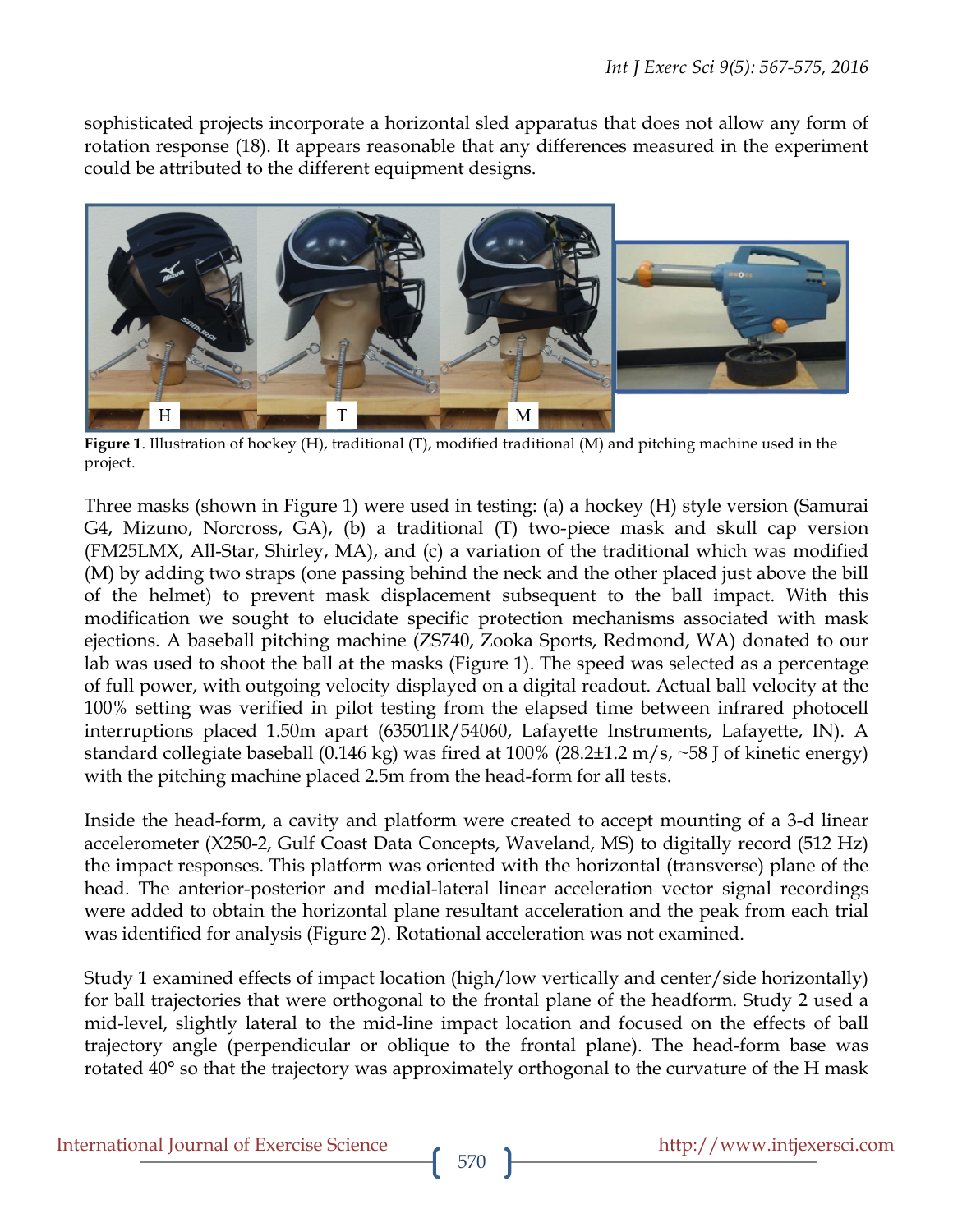sophisticated projects incorporate a horizontal sled apparatus that does not allow any form of rotation response (18). It appears reasonable that any differences measured in the experiment could be attributed to the different equipment designs.

**Figure 1**. Illustration of hockey (H), traditional (T), modified traditional (M) and pitching machine used in the project.

Three masks (shown in Figure 1) were used in testing: (a) a hockey (H) style version (Samurai G4, Mizuno, Norcross, GA), (b) a traditional (T) two-piece mask and skull cap version (FM25LMX, All-Star, Shirley, MA), and (c) a variation of the traditional which was modified (M) by adding two straps (one passing behind the neck and the other placed just above the bill of the helmet) to prevent mask displacement subsequent to the ball impact. With this modification we sought to elucidate specific protection mechanisms associated with mask ejections. A baseball pitching machine (ZS740, Zooka Sports, Redmond, WA) donated to our lab was used to shoot the ball at the masks (Figure 1). The speed was selected as a percentage of full power, with outgoing velocity displayed on a digital readout. Actual ball velocity at the 100% setting was verified in pilot testing from the elapsed time between infrared photocell interruptions placed 1.50m apart (63501IR/54060, Lafayette Instruments, Lafayette, IN). A standard collegiate baseball (0.146 kg) was fired at 100% (28.2±1.2 m/s, ~58 J of kinetic energy) with the pitching machine placed 2.5m from the head-form for all tests.

Inside the head-form, a cavity and platform were created to accept mounting of a 3-d linear accelerometer (X250-2, Gulf Coast Data Concepts, Waveland, MS) to digitally record (512 Hz) the impact responses. This platform was oriented with the horizontal (transverse) plane of the head. The anterior-posterior and medial-lateral linear acceleration vector signal recordings were added to obtain the horizontal plane resultant acceleration and the peak from each trial was identified for analysis (Figure 2). Rotational acceleration was not examined.

Study 1 examined effects of impact location (high/low vertically and center/side horizontally) for ball trajectories that were orthogonal to the frontal plane of the headform. Study 2 used a mid-level, slightly lateral to the mid-line impact location and focused on the effects of ball trajectory angle (perpendicular or oblique to the frontal plane). The head-form base was rotated 40° so that the trajectory was approximately orthogonal to the curvature of the H mask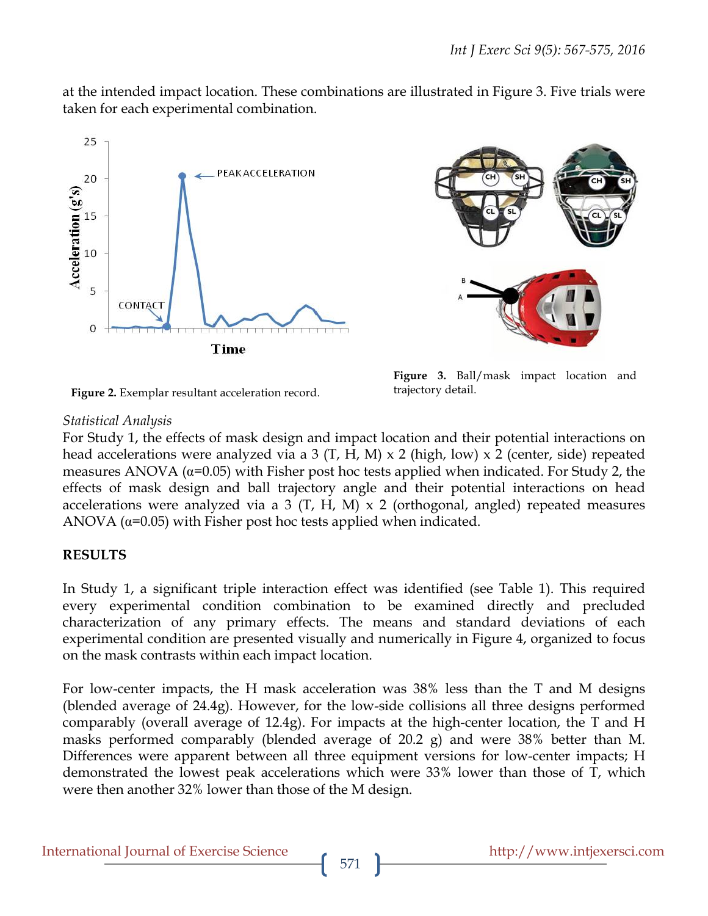at the intended impact location. These combinations are illustrated in Figure 3. Five trials were taken for each experimental combination.

Figure 2. Exemplar resultant acceleration record.

Figure 3. Ball/mask impact location and trajectory detail.

*Statistical Analysis*

For Study 1, the effects of mask design and impact location and their potential interactions on head accelerations were analyzed via a 3 (T, H, M) x 2 (high, low) x 2 (center, side) repeated measures ANOVA ($\alpha$=0.05) with Fisher post hoc tests applied when indicated. For Study 2, the effects of mask design and ball trajectory angle and their potential interactions on head accelerations were analyzed via a 3 (T, H, M) x 2 (orthogonal, angled) repeated measures ANOVA ($\alpha$=0.05) with Fisher post hoc tests applied when indicated.

## RESULTS

In Study 1, a significant triple interaction effect was identified (see Table 1). This required every experimental condition combination to be examined directly and precluded characterization of any primary effects. The means and standard deviations of each experimental condition are presented visually and numerically in Figure 4, organized to focus on the mask contrasts within each impact location.

For low-center impacts, the H mask acceleration was 38% less than the T and M designs (blended average of 24.4g). However, for the low-side collisions all three designs performed comparably (overall average of 12.4g). For impacts at the high-center location, the T and H masks performed comparably (blended average of 20.2 g) and were 38% better than M. Differences were apparent between all three equipment versions for low-center impacts; H demonstrated the lowest peak accelerations which were 33% lower than those of T, which were then another 32% lower than those of the M design.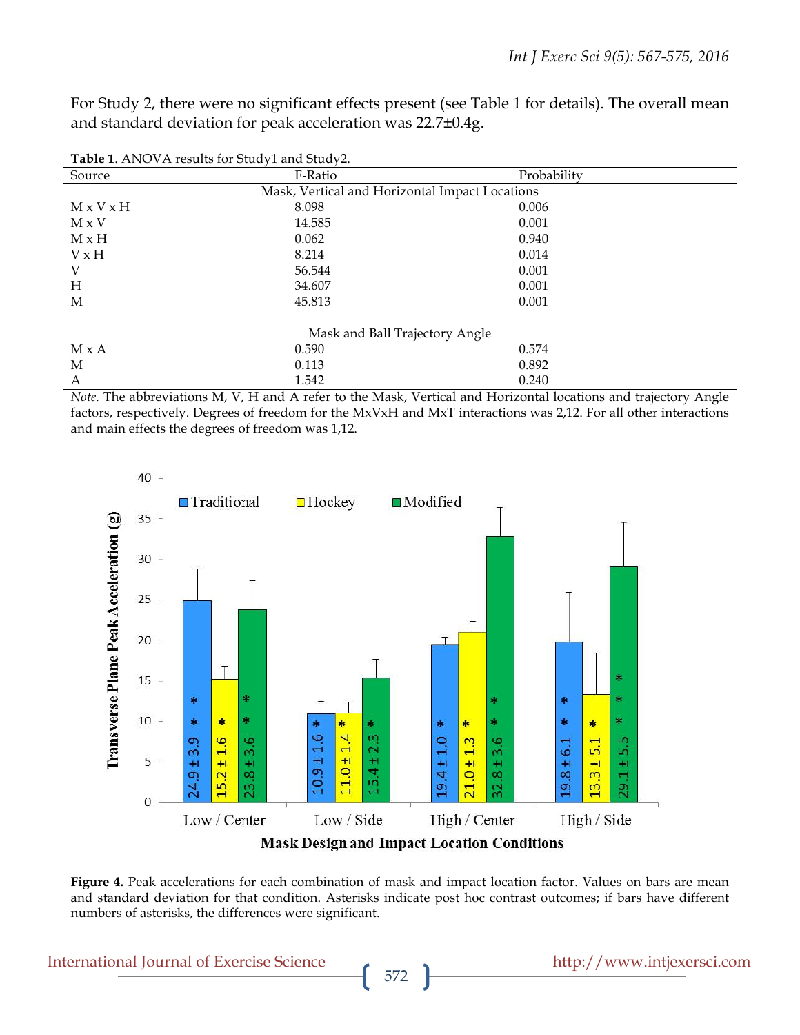For Study 2, there were no significant effects present (see Table 1 for details). The overall mean and standard deviation for peak acceleration was 22.7±0.4g.

**Table 1**. ANOVA results for Study1 and Study2.

| Source | F-Ratio | Probability |
|---|---|---|
| | Mask, Vertical and Horizontal Impact Locations | |
| M x V x H | 8.098 | 0.006 |
| M x V | 14.585 | 0.001 |
| M x H | 0.062 | 0.940 |
| V x H | 8.214 | 0.014 |
| V | 56.544 | 0.001 |
| H | 34.607 | 0.001 |
| M | 45.813 | 0.001 |
| | Mask and Ball Trajectory Angle | |
| M x A | 0.590 | 0.574 |
| M | 0.113 | 0.892 |
| A | 1.542 | 0.240 |

*Note.* The abbreviations M, V, H and A refer to the Mask, Vertical and Horizontal locations and trajectory Angle factors, respectively. Degrees of freedom for the MxVxH and MxT interactions was 2,12. For all other interactions and main effects the degrees of freedom was 1,12.

**Figure 4.** Peak accelerations for each combination of mask and impact location factor. Values on bars are mean and standard deviation for that condition. Asterisks indicate post hoc contrast outcomes; if bars have different numbers of asterisks, the differences were significant.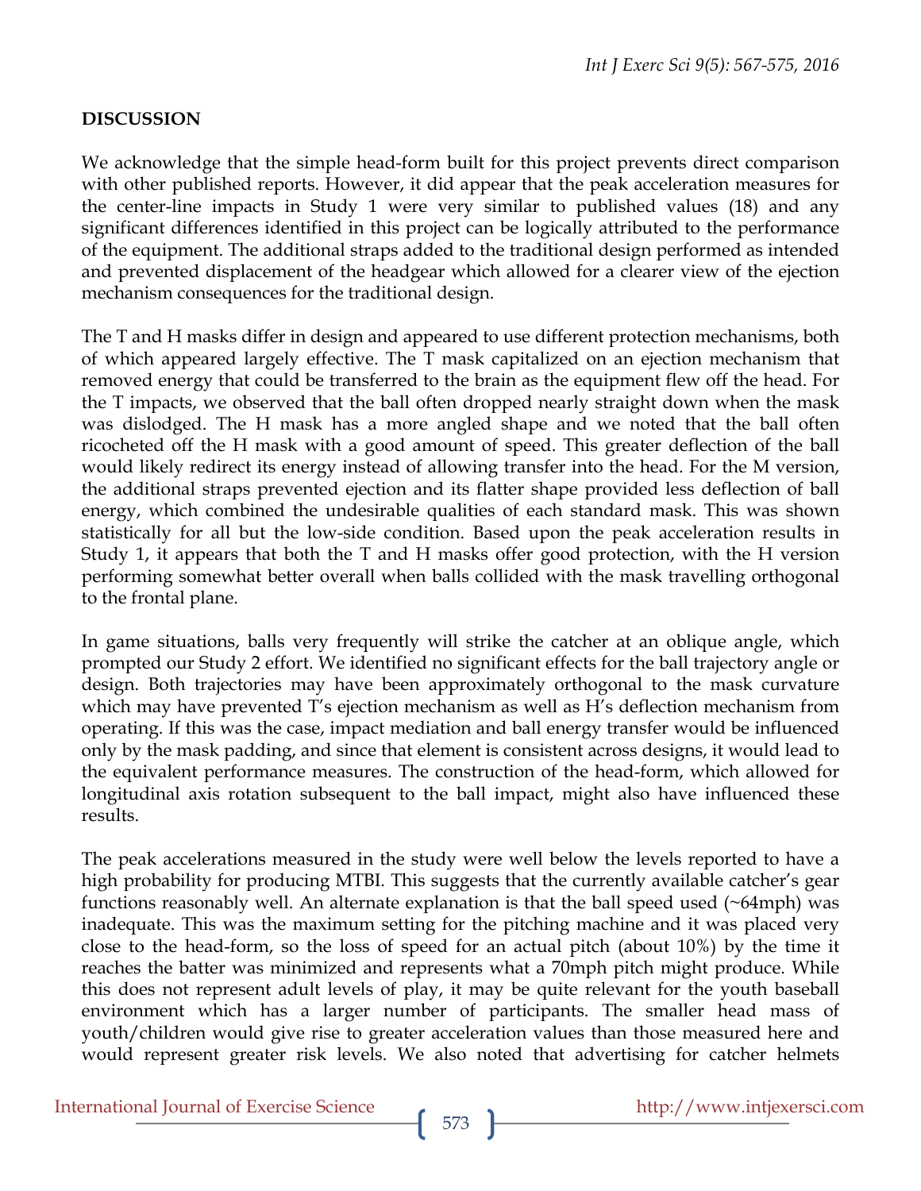## DISCUSSION

We acknowledge that the simple head-form built for this project prevents direct comparison with other published reports. However, it did appear that the peak acceleration measures for the center-line impacts in Study 1 were very similar to published values (18) and any significant differences identified in this project can be logically attributed to the performance of the equipment. The additional straps added to the traditional design performed as intended and prevented displacement of the headgear which allowed for a clearer view of the ejection mechanism consequences for the traditional design.

The T and H masks differ in design and appeared to use different protection mechanisms, both of which appeared largely effective. The T mask capitalized on an ejection mechanism that removed energy that could be transferred to the brain as the equipment flew off the head. For the T impacts, we observed that the ball often dropped nearly straight down when the mask was dislodged. The H mask has a more angled shape and we noted that the ball often ricocheted off the H mask with a good amount of speed. This greater deflection of the ball would likely redirect its energy instead of allowing transfer into the head. For the M version, the additional straps prevented ejection and its flatter shape provided less deflection of ball energy, which combined the undesirable qualities of each standard mask. This was shown statistically for all but the low-side condition. Based upon the peak acceleration results in Study 1, it appears that both the T and H masks offer good protection, with the H version performing somewhat better overall when balls collided with the mask travelling orthogonal to the frontal plane.

In game situations, balls very frequently will strike the catcher at an oblique angle, which prompted our Study 2 effort. We identified no significant effects for the ball trajectory angle or design. Both trajectories may have been approximately orthogonal to the mask curvature which may have prevented T's ejection mechanism as well as H's deflection mechanism from operating. If this was the case, impact mediation and ball energy transfer would be influenced only by the mask padding, and since that element is consistent across designs, it would lead to the equivalent performance measures. The construction of the head-form, which allowed for longitudinal axis rotation subsequent to the ball impact, might also have influenced these results.

The peak accelerations measured in the study were well below the levels reported to have a high probability for producing MTBI. This suggests that the currently available catcher's gear functions reasonably well. An alternate explanation is that the ball speed used (~64mph) was inadequate. This was the maximum setting for the pitching machine and it was placed very close to the head-form, so the loss of speed for an actual pitch (about 10%) by the time it reaches the batter was minimized and represents what a 70mph pitch might produce. While this does not represent adult levels of play, it may be quite relevant for the youth baseball environment which has a larger number of participants. The smaller head mass of youth/children would give rise to greater acceleration values than those measured here and would represent greater risk levels. We also noted that advertising for catcher helmets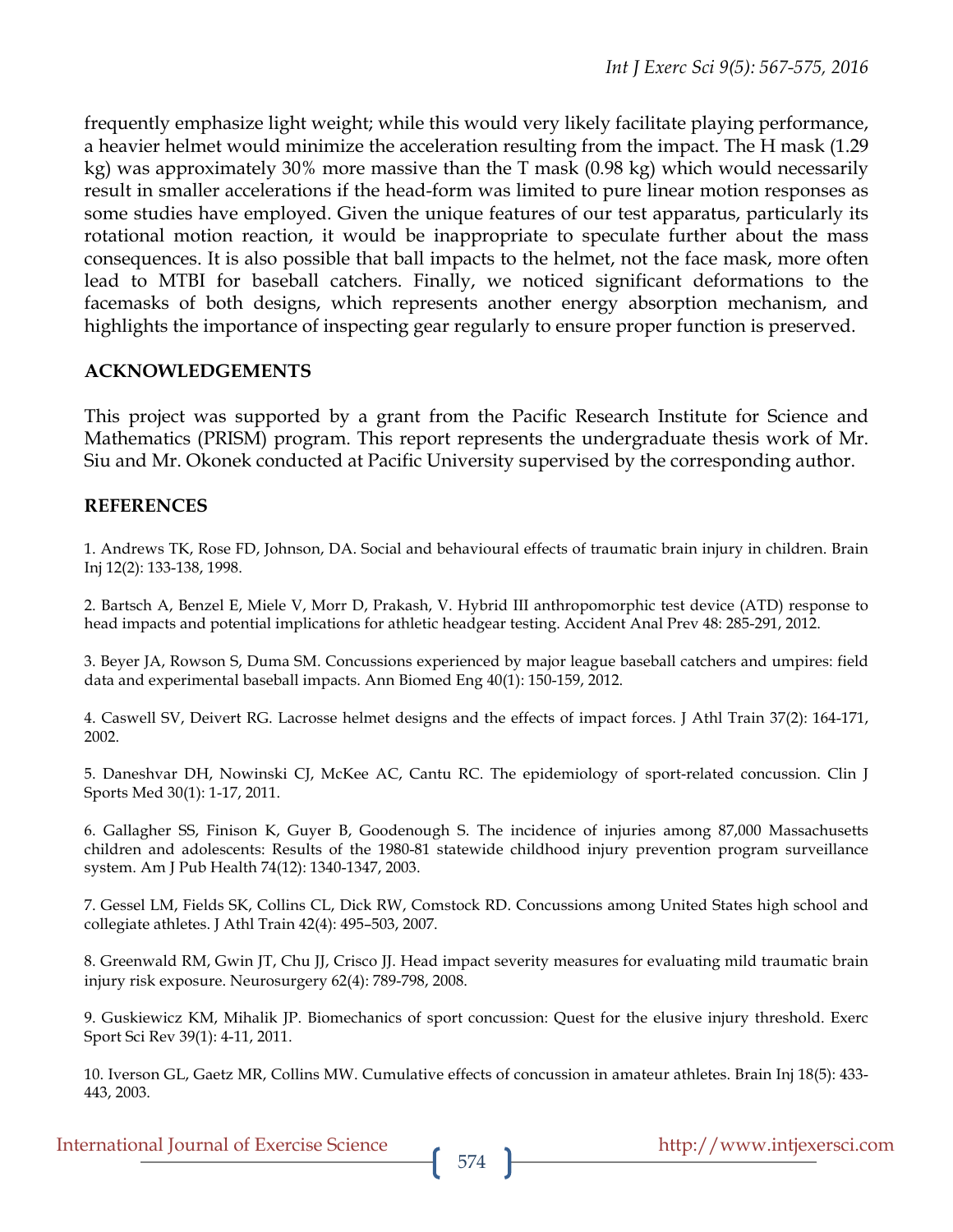frequently emphasize light weight; while this would very likely facilitate playing performance, a heavier helmet would minimize the acceleration resulting from the impact. The H mask (1.29 kg) was approximately 30% more massive than the T mask (0.98 kg) which would necessarily result in smaller accelerations if the head-form was limited to pure linear motion responses as some studies have employed. Given the unique features of our test apparatus, particularly its rotational motion reaction, it would be inappropriate to speculate further about the mass consequences. It is also possible that ball impacts to the helmet, not the face mask, more often lead to MTBI for baseball catchers. Finally, we noticed significant deformations to the facemasks of both designs, which represents another energy absorption mechanism, and highlights the importance of inspecting gear regularly to ensure proper function is preserved.

## ACKNOWLEDGEMENTS

This project was supported by a grant from the Pacific Research Institute for Science and Mathematics (PRISM) program. This report represents the undergraduate thesis work of Mr. Siu and Mr. Okonek conducted at Pacific University supervised by the corresponding author.

## REFERENCES

1. Andrews TK, Rose FD, Johnson, DA. Social and behavioural effects of traumatic brain injury in children. Brain Inj 12(2): 133-138, 1998.

2. Bartsch A, Benzel E, Miele V, Morr D, Prakash, V. Hybrid III anthropomorphic test device (ATD) response to head impacts and potential implications for athletic headgear testing. Accident Anal Prev 48: 285-291, 2012.

3. Beyer JA, Rowson S, Duma SM. Concussions experienced by major league baseball catchers and umpires: field data and experimental baseball impacts. Ann Biomed Eng 40(1): 150-159, 2012.

4. Caswell SV, Deivert RG. Lacrosse helmet designs and the effects of impact forces. J Athl Train 37(2): 164-171, 2002.

5. Daneshvar DH, Nowinski CJ, McKee AC, Cantu RC. The epidemiology of sport-related concussion. Clin J Sports Med 30(1): 1-17, 2011.

6. Gallagher SS, Finison K, Guyer B, Goodenough S. The incidence of injuries among 87,000 Massachusetts children and adolescents: Results of the 1980-81 statewide childhood injury prevention program surveillance system. Am J Pub Health 74(12): 1340-1347, 2003.

7. Gessel LM, Fields SK, Collins CL, Dick RW, Comstock RD. Concussions among United States high school and collegiate athletes. J Athl Train 42(4): 495–503, 2007.

8. Greenwald RM, Gwin JT, Chu JJ, Crisco JJ. Head impact severity measures for evaluating mild traumatic brain injury risk exposure. Neurosurgery 62(4): 789-798, 2008.

9. Guskiewicz KM, Mihalik JP. Biomechanics of sport concussion: Quest for the elusive injury threshold. Exerc Sport Sci Rev 39(1): 4-11, 2011.

10. Iverson GL, Gaetz MR, Collins MW. Cumulative effects of concussion in amateur athletes. Brain Inj 18(5): 433-443, 2003.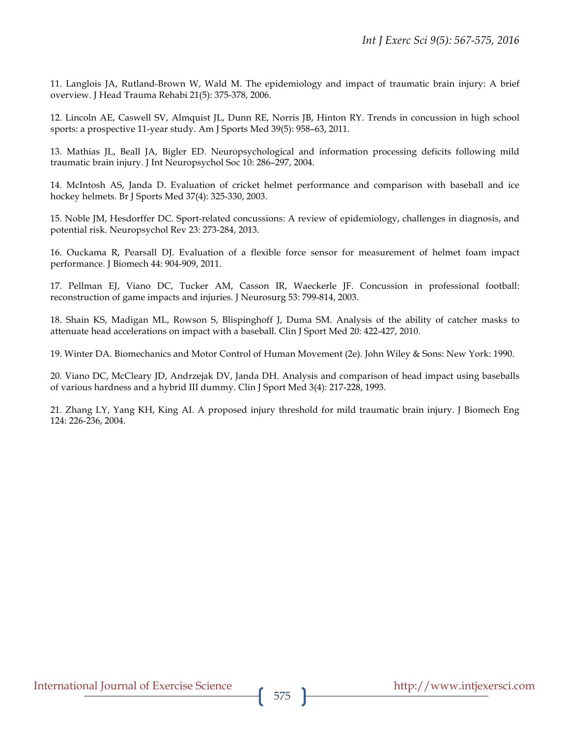11. Langlois JA, Rutland-Brown W, Wald M. The epidemiology and impact of traumatic brain injury: A brief overview. J Head Trauma Rehabi 21(5): 375-378, 2006.

12. Lincoln AE, Caswell SV, Almquist JL, Dunn RE, Norris JB, Hinton RY. Trends in concussion in high school sports: a prospective 11-year study. Am J Sports Med 39(5): 958–63, 2011.

13. Mathias JL, Beall JA, Bigler ED. Neuropsychological and information processing deficits following mild traumatic brain injury. J Int Neuropsychol Soc 10: 286–297, 2004.

14. McIntosh AS, Janda D. Evaluation of cricket helmet performance and comparison with baseball and ice hockey helmets. Br J Sports Med 37(4): 325-330, 2003.

15. Noble JM, Hesdorffer DC. Sport-related concussions: A review of epidemiology, challenges in diagnosis, and potential risk. Neuropsychol Rev 23: 273-284, 2013.

16. Ouckama R, Pearsall DJ. Evaluation of a flexible force sensor for measurement of helmet foam impact performance. J Biomech 44: 904-909, 2011.

17. Pellman EJ, Viano DC, Tucker AM, Casson IR, Waeckerle JF. Concussion in professional football: reconstruction of game impacts and injuries. J Neurosurg 53: 799-814, 2003.

18. Shain KS, Madigan ML, Rowson S, Blispinghoff J, Duma SM. Analysis of the ability of catcher masks to attenuate head accelerations on impact with a baseball. Clin J Sport Med 20: 422-427, 2010.

19. Winter DA. Biomechanics and Motor Control of Human Movement (2e). John Wiley & Sons: New York: 1990.

20. Viano DC, McCleary JD, Andrzejak DV, Janda DH. Analysis and comparison of head impact using baseballs of various hardness and a hybrid III dummy. Clin J Sport Med 3(4): 217-228, 1993.

21. Zhang LY, Yang KH, King AI. A proposed injury threshold for mild traumatic brain injury. J Biomech Eng 124: 226-236, 2004.